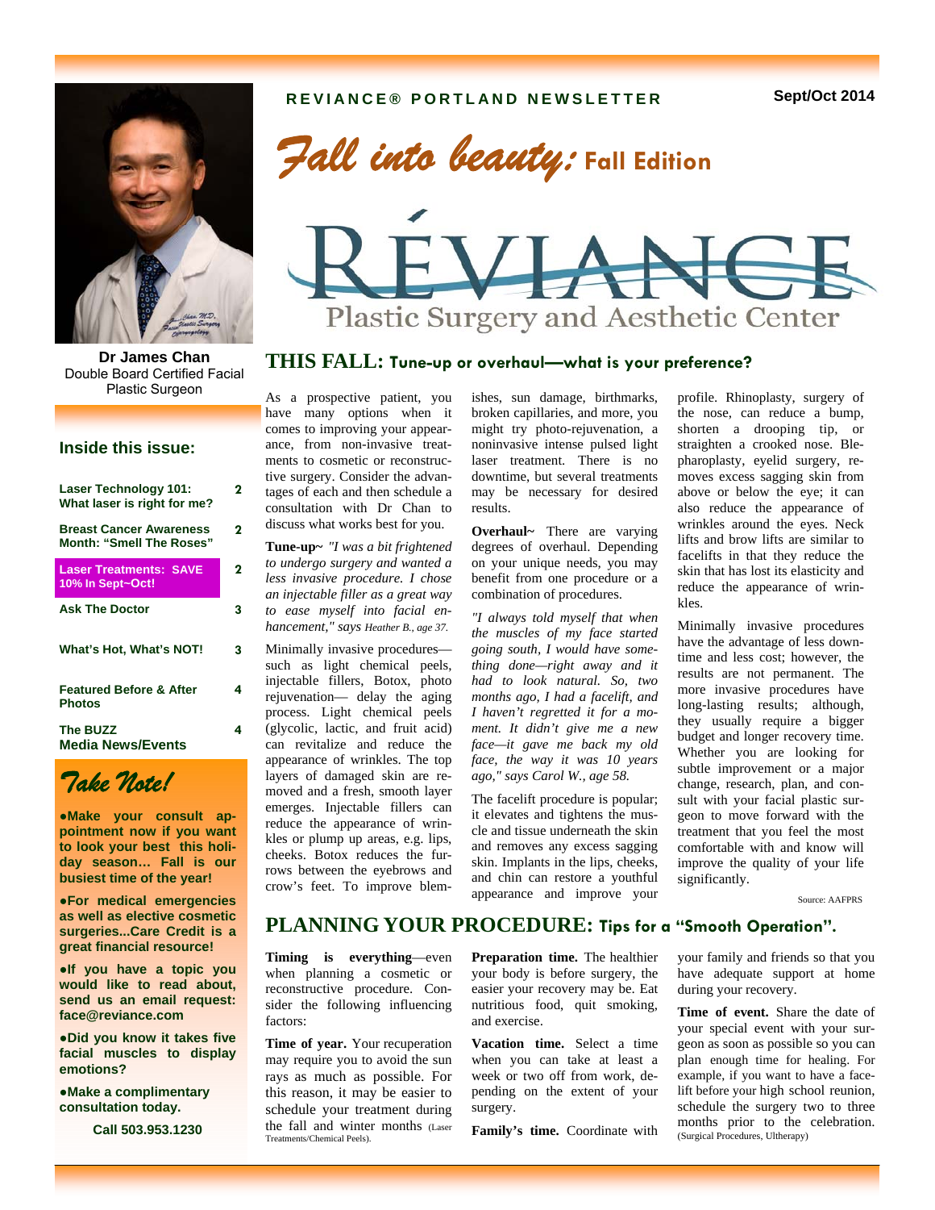**REVIANCE® PORTLAND NEWSLETTER** — Sept/Oct 2014

# *Fall into beauty:* Fall Edition

# RÉVIANCE
## Plastic Surgery and Aesthetic Center

**Dr James Chan**
Double Board Certified Facial Plastic Surgeon

### Inside this issue:

| | |
|---|---|
| Laser Technology 101: What laser is right for me? | 2 |
| Breast Cancer Awareness Month: "Smell The Roses" | 2 |
| Laser Treatments: SAVE 10% In Sept~Oct! | 2 |
| Ask The Doctor | 3 |
| What's Hot, What's NOT! | 3 |
| Featured Before & After Photos | 4 |
| The BUZZ Media News/Events | 4 |

### *Take Note!*

- **Make your consult appointment now if you want to look your best this holiday season… Fall is our busiest time of the year!**
- **For medical emergencies as well as elective cosmetic surgeries...Care Credit is a great financial resource!**
- **If you have a topic you would like to read about, send us an email request: face@reviance.com**
- **Did you know it takes five facial muscles to display emotions?**
- **Make a complimentary consultation today.**

**Call 503.953.1230**

## THIS FALL: Tune-up or overhaul—what is your preference?

As a prospective patient, you have many options when it comes to improving your appearance, from non-invasive treatments to cosmetic or reconstructive surgery. Consider the advantages of each and then schedule a consultation with Dr Chan to discuss what works best for you.

**Tune-up~** *"I was a bit frightened to undergo surgery and wanted a less invasive procedure. I chose an injectable filler as a great way to ease myself into facial enhancement," says Heather B., age 37.*

Minimally invasive procedures—such as light chemical peels, injectable fillers, Botox, photo rejuvenation— delay the aging process. Light chemical peels (glycolic, lactic, and fruit acid) can revitalize and reduce the appearance of wrinkles. The top layers of damaged skin are removed and a fresh, smooth layer emerges. Injectable fillers can reduce the appearance of wrinkles or plump up areas, e.g. lips, cheeks. Botox reduces the furrows between the eyebrows and crow's feet. To improve blemishes, sun damage, birthmarks, broken capillaries, and more, you might try photo-rejuvenation, a noninvasive intense pulsed light laser treatment. There is no downtime, but several treatments may be necessary for desired results.

**Overhaul~** There are varying degrees of overhaul. Depending on your unique needs, you may benefit from one procedure or a combination of procedures.

*"I always told myself that when the muscles of my face started going south, I would have something done—right away and it had to look natural. So, two months ago, I had a facelift, and I haven't regretted it for a moment. It didn't give me a new face—it gave me back my old face, the way it was 10 years ago," says Carol W., age 58.*

The facelift procedure is popular; it elevates and tightens the muscle and tissue underneath the skin and removes any excess sagging skin. Implants in the lips, cheeks, and chin can restore a youthful appearance and improve your profile. Rhinoplasty, surgery of the nose, can reduce a bump, shorten a drooping tip, or straighten a crooked nose. Blepharoplasty, eyelid surgery, removes excess sagging skin from above or below the eye; it can also reduce the appearance of wrinkles around the eyes. Neck lifts and brow lifts are similar to facelifts in that they reduce the skin that has lost its elasticity and reduce the appearance of wrinkles.

Minimally invasive procedures have the advantage of less downtime and less cost; however, the results are not permanent. The more invasive procedures have long-lasting results; although, they usually require a bigger budget and longer recovery time. Whether you are looking for subtle improvement or a major change, research, plan, and consult with your facial plastic surgeon to move forward with the treatment that you feel the most comfortable with and know will improve the quality of your life significantly.

Source: AAFPRS

## PLANNING YOUR PROCEDURE: Tips for a "Smooth Operation".

**Timing is everything**—even when planning a cosmetic or reconstructive procedure. Consider the following influencing factors:

**Time of year.** Your recuperation may require you to avoid the sun rays as much as possible. For this reason, it may be easier to schedule your treatment during the fall and winter months (Laser Treatments/Chemical Peels).

**Preparation time.** The healthier your body is before surgery, the easier your recovery may be. Eat nutritious food, quit smoking, and exercise.

**Vacation time.** Select a time when you can take at least a week or two off from work, depending on the extent of your surgery.

**Family's time.** Coordinate with your family and friends so that you have adequate support at home during your recovery.

**Time of event.** Share the date of your special event with your surgeon as soon as possible so you can plan enough time for healing. For example, if you want to have a facelift before your high school reunion, schedule the surgery two to three months prior to the celebration. (Surgical Procedures, Ultherapy)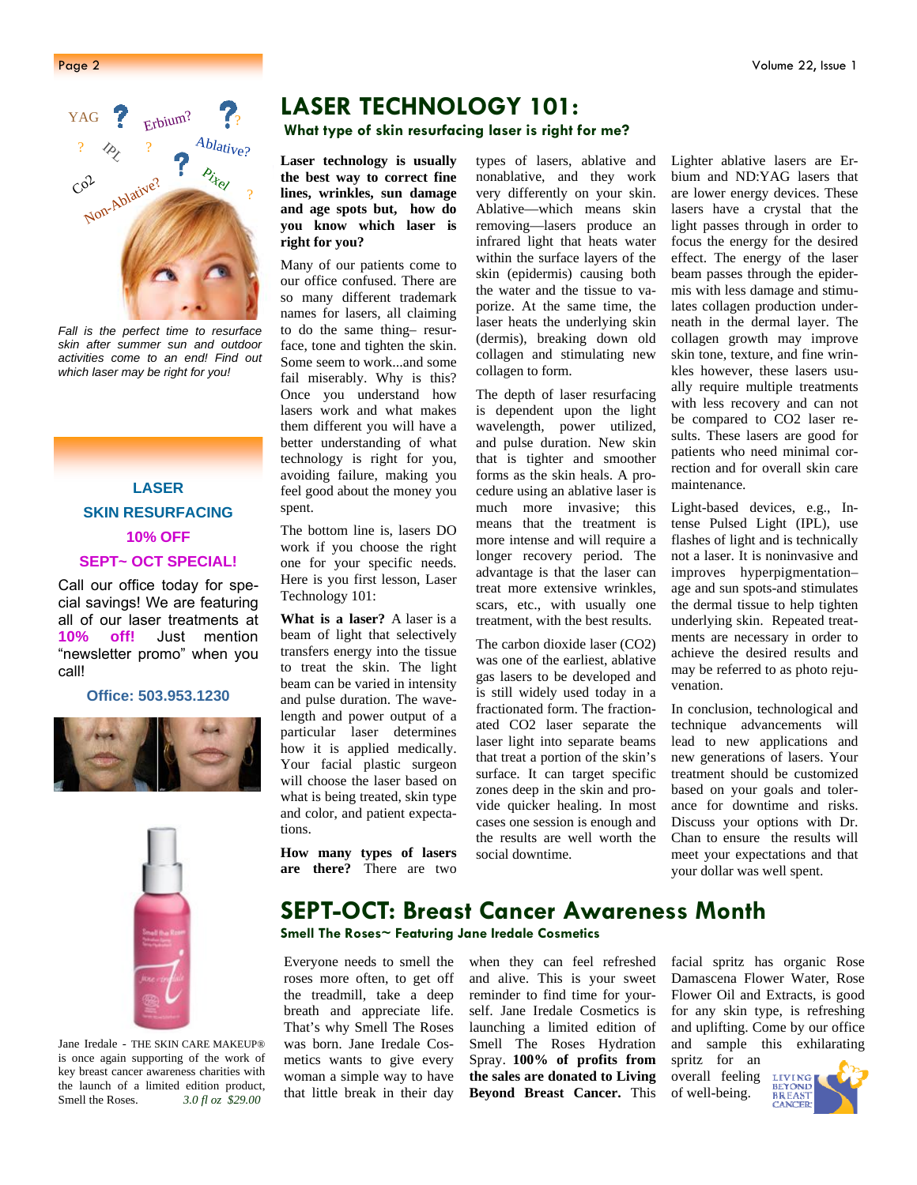# LASER TECHNOLOGY 101:

## What type of skin resurfacing laser is right for me?

*Fall is the perfect time to resurface skin after summer sun and outdoor activities come to an end! Find out which laser may be right for you!*

**Laser technology is usually the best way to correct fine lines, wrinkles, sun damage and age spots but, how do you know which laser is right for you?**

Many of our patients come to our office confused. There are so many different trademark names for lasers, all claiming to do the same thing– resurface, tone and tighten the skin. Some seem to work...and some fail miserably. Why is this? Once you understand how lasers work and what makes them different you will have a better understanding of what technology is right for you, avoiding failure, making you feel good about the money you spent.

The bottom line is, lasers DO work if you choose the right one for your specific needs. Here is you first lesson, Laser Technology 101:

**What is a laser?** A laser is a beam of light that selectively transfers energy into the tissue to treat the skin. The light beam can be varied in intensity and pulse duration. The wavelength and power output of a particular laser determines how it is applied medically. Your facial plastic surgeon will choose the laser based on what is being treated, skin type and color, and patient expectations.

**How many types of lasers are there?** There are two types of lasers, ablative and nonablative, and they work very differently on your skin. Ablative—which means skin removing—lasers produce an infrared light that heats water within the surface layers of the skin (epidermis) causing both the water and the tissue to vaporize. At the same time, the laser heats the underlying skin (dermis), breaking down old collagen and stimulating new collagen to form.

The depth of laser resurfacing is dependent upon the light wavelength, power utilized, and pulse duration. New skin that is tighter and smoother forms as the skin heals. A procedure using an ablative laser is much more invasive; this means that the treatment is more intense and will require a longer recovery period. The advantage is that the laser can treat more extensive wrinkles, scars, etc., with usually one treatment, with the best results.

The carbon dioxide laser (CO2) was one of the earliest, ablative gas lasers to be developed and is still widely used today in a fractionated form. The fractionated CO2 laser separate the laser light into separate beams that treat a portion of the skin's surface. It can target specific zones deep in the skin and provide quicker healing. In most cases one session is enough and the results are well worth the social downtime.

Lighter ablative lasers are Erbium and ND:YAG lasers that are lower energy devices. These lasers have a crystal that the light passes through in order to focus the energy for the desired effect. The energy of the laser beam passes through the epidermis with less damage and stimulates collagen production underneath in the dermal layer. The collagen growth may improve skin tone, texture, and fine wrinkles however, these lasers usually require multiple treatments with less recovery and can not be compared to CO2 laser results. These lasers are good for patients who need minimal correction and for overall skin care maintenance.

Light-based devices, e.g., Intense Pulsed Light (IPL), use flashes of light and is technically not a laser. It is noninvasive and improves hyperpigmentation–age and sun spots-and stimulates the dermal tissue to help tighten underlying skin. Repeated treatments are necessary in order to achieve the desired results and may be referred to as photo rejuvenation.

In conclusion, technological and technique advancements will lead to new applications and new generations of lasers. Your treatment should be customized based on your goals and tolerance for downtime and risks. Discuss your options with Dr. Chan to ensure the results will meet your expectations and that your dollar was well spent.

---

**LASER SKIN RESURFACING**

**10% OFF**

**SEPT~ OCT SPECIAL!**

Call our office today for special savings! We are featuring all of our laser treatments at **10% off!** Just mention "newsletter promo" when you call!

**Office: 503.953.1230**

---

# SEPT-OCT: Breast Cancer Awareness Month

## Smell The Roses~ Featuring Jane Iredale Cosmetics

Everyone needs to smell the roses more often, to get off the treadmill, take a deep breath and appreciate life. That's why Smell The Roses was born. Jane Iredale Cosmetics wants to give every woman a simple way to have that little break in their day when they can feel refreshed and alive. This is your sweet reminder to find time for yourself. Jane Iredale Cosmetics is launching a limited edition of Smell The Roses Hydration Spray. **100% of profits from the sales are donated to Living Beyond Breast Cancer.** This facial spritz has organic Rose Damascena Flower Water, Rose Flower Oil and Extracts, is good for any skin type, is refreshing and uplifting. Come by our office and sample this exhilarating spritz for an overall feeling of well-being.

Jane Iredale - THE SKIN CARE MAKEUP® is once again supporting of the work of key breast cancer awareness charities with the launch of a limited edition product, Smell the Roses. *3.0 fl oz $29.00*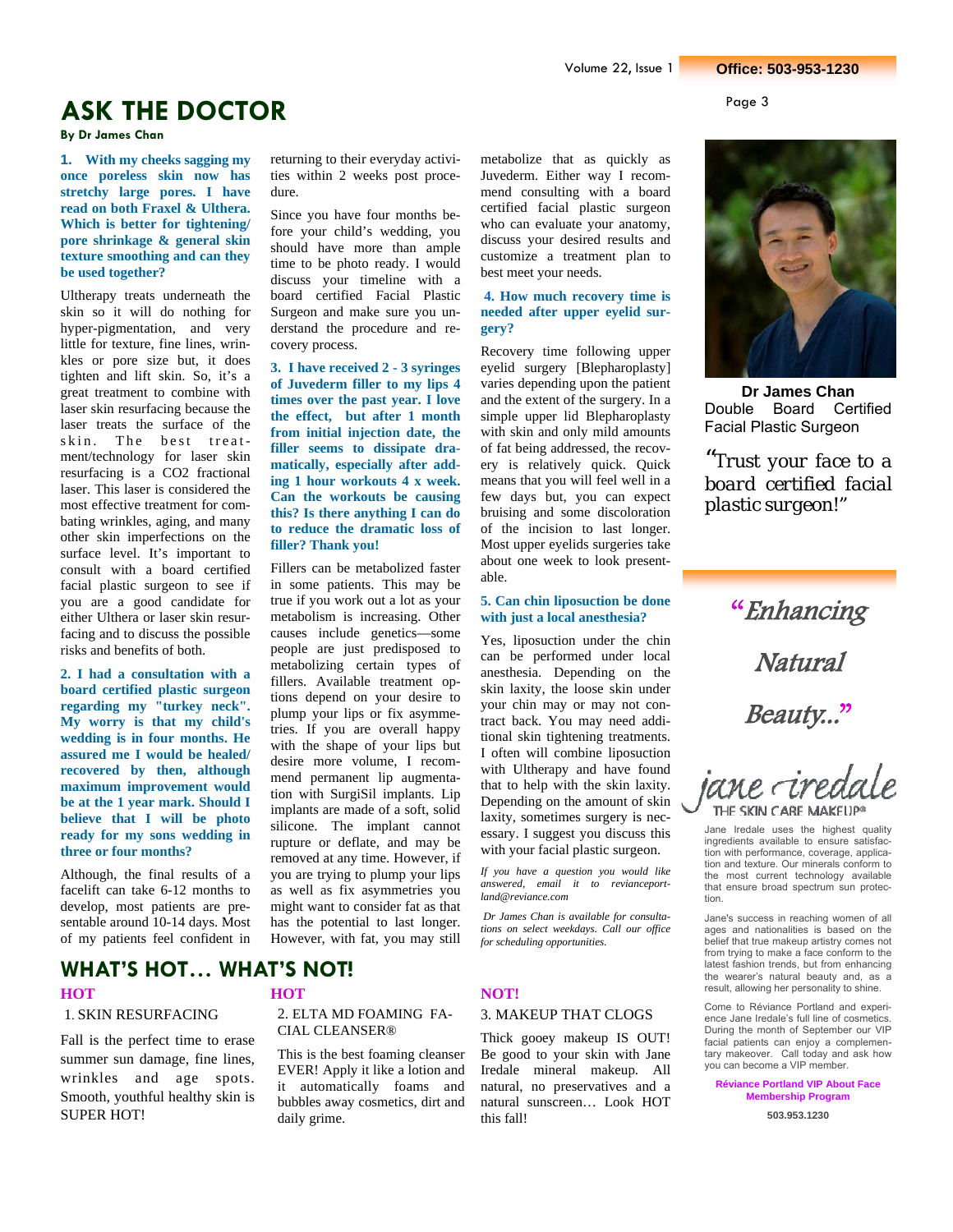# ASK THE DOCTOR

**By Dr James Chan**

**1. With my cheeks sagging my once poreless skin now has stretchy large pores. I have read on both Fraxel & Ulthera. Which is better for tightening/ pore shrinkage & general skin texture smoothing and can they be used together?**

Ultherapy treats underneath the skin so it will do nothing for hyper-pigmentation, and very little for texture, fine lines, wrinkles or pore size but, it does tighten and lift skin. So, it's a great treatment to combine with laser skin resurfacing because the laser treats the surface of the skin. The best treatment/technology for laser skin resurfacing is a $CO_2$ fractional laser. This laser is considered the most effective treatment for combating wrinkles, aging, and many other skin imperfections on the surface level. It's important to consult with a board certified facial plastic surgeon to see if you are a good candidate for either Ulthera or laser skin resurfacing and to discuss the possible risks and benefits of both.

**2. I had a consultation with a board certified plastic surgeon regarding my "turkey neck". My worry is that my child's wedding is in four months. He assured me I would be healed/ recovered by then, although maximum improvement would be at the 1 year mark. Should I believe that I will be photo ready for my sons wedding in three or four months?**

Although, the final results of a facelift can take 6-12 months to develop, most patients are presentable around 10-14 days. Most of my patients feel confident in returning to their everyday activities within 2 weeks post procedure.

Since you have four months before your child's wedding, you should have more than ample time to be photo ready. I would discuss your timeline with a board certified Facial Plastic Surgeon and make sure you understand the procedure and recovery process.

**3. I have received 2 - 3 syringes of Juvederm filler to my lips 4 times over the past year. I love the effect, but after 1 month from initial injection date, the filler seems to dissipate dramatically, especially after adding 1 hour workouts 4 x week. Can the workouts be causing this? Is there anything I can do to reduce the dramatic loss of filler? Thank you!**

Fillers can be metabolized faster in some patients. This may be true if you work out a lot as your metabolism is increasing. Other causes include genetics—some people are just predisposed to metabolizing certain types of fillers. Available treatment options depend on your desire to plump your lips or fix asymmetries. If you are overall happy with the shape of your lips but desire more volume, I recommend permanent lip augmentation with SurgiSil implants. Lip implants are made of a soft, solid silicone. The implant cannot rupture or deflate, and may be removed at any time. However, if you are trying to plump your lips as well as fix asymmetries you might want to consider fat as that has the potential to last longer. However, with fat, you may still metabolize that as quickly as Juvederm. Either way I recommend consulting with a board certified facial plastic surgeon who can evaluate your anatomy, discuss your desired results and customize a treatment plan to best meet your needs.

**4. How much recovery time is needed after upper eyelid surgery?**

Recovery time following upper eyelid surgery [Blepharoplasty] varies depending upon the patient and the extent of the surgery. In a simple upper lid Blepharoplasty with skin and only mild amounts of fat being addressed, the recovery is relatively quick. Quick means that you will feel well in a few days but, you can expect bruising and some discoloration of the incision to last longer. Most upper eyelids surgeries take about one week to look presentable.

**5. Can chin liposuction be done with just a local anesthesia?**

Yes, liposuction under the chin can be performed under local anesthesia. Depending on the skin laxity, the loose skin under your chin may or may not contract back. You may need additional skin tightening treatments. I often will combine liposuction with Ultherapy and have found that to help with the skin laxity. Depending on the amount of skin laxity, sometimes surgery is necessary. I suggest you discuss this with your facial plastic surgeon.

*If you have a question you would like answered, email it to reviancenportland@reviance.com*

*Dr James Chan is available for consultations on select weekdays. Call our office for scheduling opportunities.*

# WHAT'S HOT… WHAT'S NOT!

**HOT**

1. SKIN RESURFACING

Fall is the perfect time to erase summer sun damage, fine lines, wrinkles and age spots. Smooth, youthful healthy skin is SUPER HOT!

**HOT**

2. ELTA MD FOAMING FACIAL CLEANSER®

This is the best foaming cleanser EVER! Apply it like a lotion and it automatically foams and bubbles away cosmetics, dirt and daily grime.

**NOT!**

3. MAKEUP THAT CLOGS

Thick gooey makeup IS OUT! Be good to your skin with Jane Iredale mineral makeup. All natural, no preservatives and a natural sunscreen… Look HOT this fall!

---

**Dr James Chan**
Double Board Certified Facial Plastic Surgeon

*"Trust your face to a board certified facial plastic surgeon!"*

*"Enhancing Natural Beauty..."*

jane iredale — THE SKIN CARE MAKEUP®

Jane Iredale uses the highest quality ingredients available to ensure satisfaction with performance, coverage, application and texture. Our minerals conform to the most current technology available that ensure broad spectrum sun protection.

Jane's success in reaching women of all ages and nationalities is based on the belief that true makeup artistry comes not from trying to make a face conform to the latest fashion trends, but from enhancing the wearer's natural beauty and, as a result, allowing her personality to shine.

Come to Réviance Portland and experience Jane Iredale's full line of cosmetics. During the month of September our VIP facial patients can enjoy a complementary makeover. Call today and ask how you can become a VIP member.

**Réviance Portland VIP About Face Membership Program**

**503.953.1230**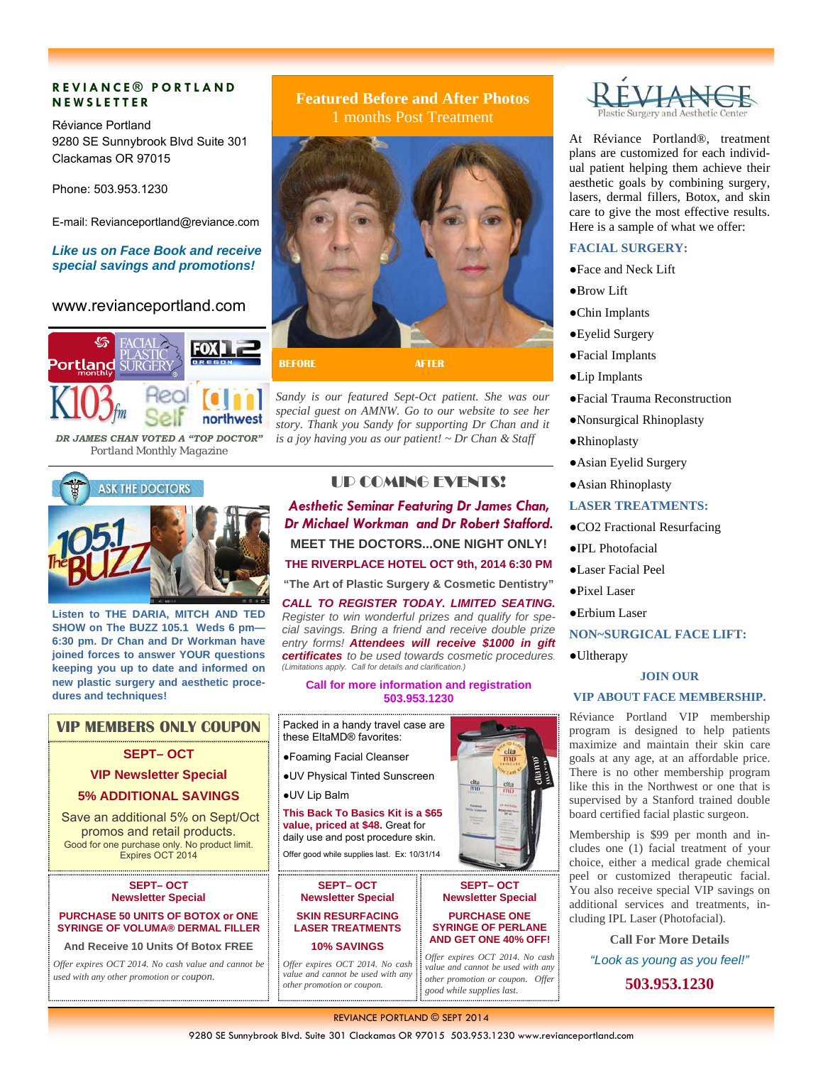## REVIANCE® PORTLAND NEWSLETTER

Réviance Portland
9280 SE Sunnybrook Blvd Suite 301
Clackamas OR 97015

Phone: 503.953.1230

E-mail: Revianceportland@reviance.com

***Like us on Face Book and receive special savings and promotions!***

www.revianceportland.com

***DR JAMES CHAN VOTED A "TOP DOCTOR"***
Portland Monthly Magazine

## Featured Before and After Photos
1 months Post Treatment

**BEFORE** **AFTER**

*Sandy is our featured Sept-Oct patient. She was our special guest on AMNW. Go to our website to see her story. Thank you Sandy for supporting Dr Chan and it is a joy having you as our patient! ~ Dr Chan & Staff*

## ASK THE DOCTORS

**Listen to THE DARIA, MITCH AND TED SHOW on The BUZZ 105.1 Weds 6 pm—6:30 pm. Dr Chan and Dr Workman have joined forces to answer YOUR questions keeping you up to date and informed on new plastic surgery and aesthetic procedures and techniques!**

## UP COMING EVENTS!

***Aesthetic Seminar Featuring Dr James Chan, Dr Michael Workman and Dr Robert Stafford.***

**MEET THE DOCTORS...ONE NIGHT ONLY!**

**THE RIVERPLACE HOTEL OCT 9th, 2014 6:30 PM**

**"The Art of Plastic Surgery & Cosmetic Dentistry"**

***CALL TO REGISTER TODAY. LIMITED SEATING.*** *Register to win wonderful prizes and qualify for special savings. Bring a friend and receive double prize entry forms!* ***Attendees will receive $1000 in gift certificates*** *to be used towards cosmetic procedures.* *(Limitations apply. Call for details and clarification.)*

**Call for more information and registration 503.953.1230**

## VIP MEMBERS ONLY COUPON

**SEPT– OCT**

**VIP Newsletter Special**

**5% ADDITIONAL SAVINGS**

Save an additional 5% on Sept/Oct promos and retail products.
Good for one purchase only. No product limit. Expires OCT 2014

---

Packed in a handy travel case are these EltaMD® favorites:

- Foaming Facial Cleanser
- UV Physical Tinted Sunscreen
- UV Lip Balm

**This Back To Basics Kit is a $65 value, priced at $48.** Great for daily use and post procedure skin.

Offer good while supplies last. Ex: 10/31/14

---

**SEPT– OCT**
**Newsletter Special**

**PURCHASE 50 UNITS OF BOTOX or ONE SYRINGE OF VOLUMA® DERMAL FILLER**

**And Receive 10 Units Of Botox FREE**

*Offer expires OCT 2014. No cash value and cannot be used with any other promotion or coupon.*

---

**SEPT– OCT**
**Newsletter Special**

**SKIN RESURFACING LASER TREATMENTS**

**10% SAVINGS**

*Offer expires OCT 2014. No cash value and cannot be used with any other promotion or coupon.*

---

**SEPT– OCT**
**Newsletter Special**

**PURCHASE ONE SYRINGE OF PERLANE AND GET ONE 40% OFF!**

*Offer expires OCT 2014. No cash value and cannot be used with any other promotion or coupon. Offer good while supplies last.*

---

RÉVIANCE
Plastic Surgery and Aesthetic Center

At Réviance Portland®, treatment plans are customized for each individual patient helping them achieve their aesthetic goals by combining surgery, lasers, dermal fillers, Botox, and skin care to give the most effective results. Here is a sample of what we offer:

### FACIAL SURGERY:

- Face and Neck Lift
- Brow Lift
- Chin Implants
- Eyelid Surgery
- Facial Implants
- Lip Implants
- Facial Trauma Reconstruction
- Nonsurgical Rhinoplasty
- Rhinoplasty
- Asian Eyelid Surgery
- Asian Rhinoplasty

### LASER TREATMENTS:

- CO2 Fractional Resurfacing
- IPL Photofacial
- Laser Facial Peel
- Pixel Laser
- Erbium Laser

### NON~SURGICAL FACE LIFT:

- Ultherapy

### JOIN OUR VIP ABOUT FACE MEMBERSHIP.

Réviance Portland VIP membership program is designed to help patients maximize and maintain their skin care goals at any age, at an affordable price. There is no other membership program like this in the Northwest or one that is supervised by a Stanford trained double board certified facial plastic surgeon.

Membership is $99 per month and includes one (1) facial treatment of your choice, either a medical grade chemical peel or customized therapeutic facial. You also receive special VIP savings on additional services and treatments, including IPL Laser (Photofacial).

**Call For More Details**

*"Look as young as you feel!"*

**503.953.1230**

REVIANCE PORTLAND © SEPT 2014

9280 SE Sunnybrook Blvd. Suite 301 Clackamas OR 97015 503.953.1230 www.revianceportland.com